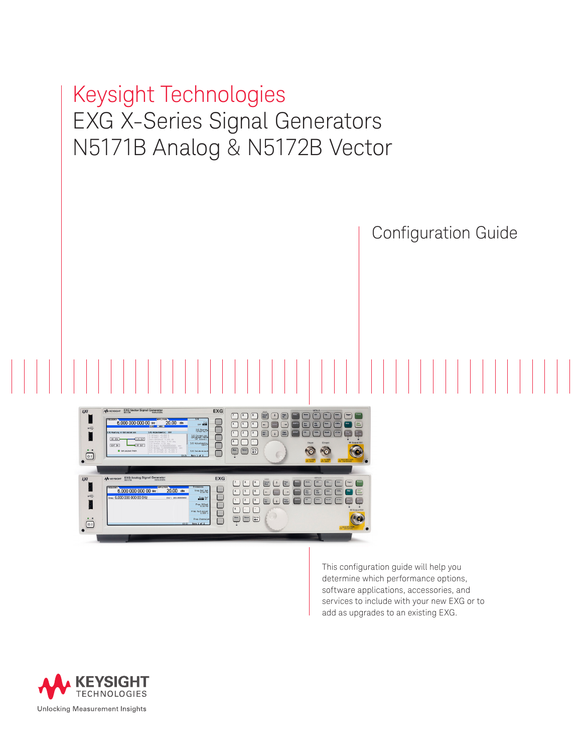# Keysight Technologies

# EXG X-Series Signal Generators N5171B Analog & N5172B Vector

## Configuration Guide

This configuration guide will help you determine which performance options, software applications, accessories, and services to include with your new EXG or to add as upgrades to an existing EXG.

KEYSIGHT TECHNOLOGIES

Unlocking Measurement Insights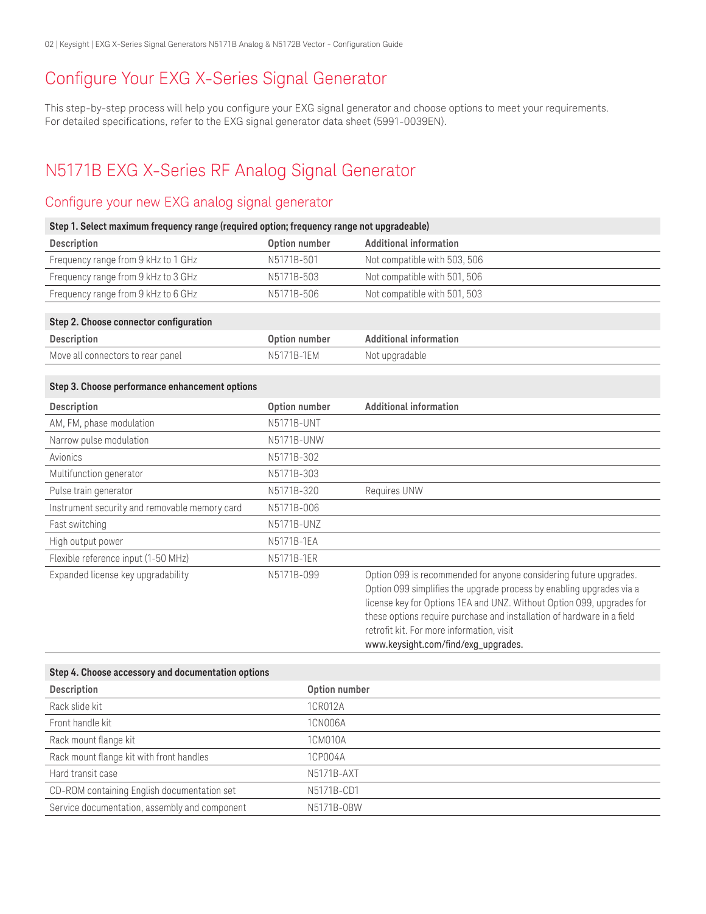# Configure Your EXG X-Series Signal Generator

This step-by-step process will help you configure your EXG signal generator and choose options to meet your requirements. For detailed specifications, refer to the EXG signal generator data sheet (5991-0039EN).

# N5171B EXG X-Series RF Analog Signal Generator

## Configure your new EXG analog signal generator

**Step 1. Select maximum frequency range (required option; frequency range not upgradeable)**

| Description | Option number | Additional information |
|---|---|---|
| Frequency range from 9 kHz to 1 GHz | N5171B-501 | Not compatible with 503, 506 |
| Frequency range from 9 kHz to 3 GHz | N5171B-503 | Not compatible with 501, 506 |
| Frequency range from 9 kHz to 6 GHz | N5171B-506 | Not compatible with 501, 503 |

**Step 2. Choose connector configuration**

| Description | Option number | Additional information |
|---|---|---|
| Move all connectors to rear panel | N5171B-1EM | Not upgradable |

**Step 3. Choose performance enhancement options**

| Description | Option number | Additional information |
|---|---|---|
| AM, FM, phase modulation | N5171B-UNT | |
| Narrow pulse modulation | N5171B-UNW | |
| Avionics | N5171B-302 | |
| Multifunction generator | N5171B-303 | |
| Pulse train generator | N5171B-320 | Requires UNW |
| Instrument security and removable memory card | N5171B-006 | |
| Fast switching | N5171B-UNZ | |
| High output power | N5171B-1EA | |
| Flexible reference input (1-50 MHz) | N5171B-1ER | |
| Expanded license key upgradability | N5171B-099 | Option 099 is recommended for anyone considering future upgrades. Option 099 simplifies the upgrade process by enabling upgrades via a license key for Options 1EA and UNZ. Without Option 099, upgrades for these options require purchase and installation of hardware in a field retrofit kit. For more information, visit www.keysight.com/find/exg_upgrades. |

**Step 4. Choose accessory and documentation options**

| Description | Option number |
|---|---|
| Rack slide kit | 1CR012A |
| Front handle kit | 1CN006A |
| Rack mount flange kit | 1CM010A |
| Rack mount flange kit with front handles | 1CP004A |
| Hard transit case | N5171B-AXT |
| CD-ROM containing English documentation set | N5171B-CD1 |
| Service documentation, assembly and component | N5171B-0BW |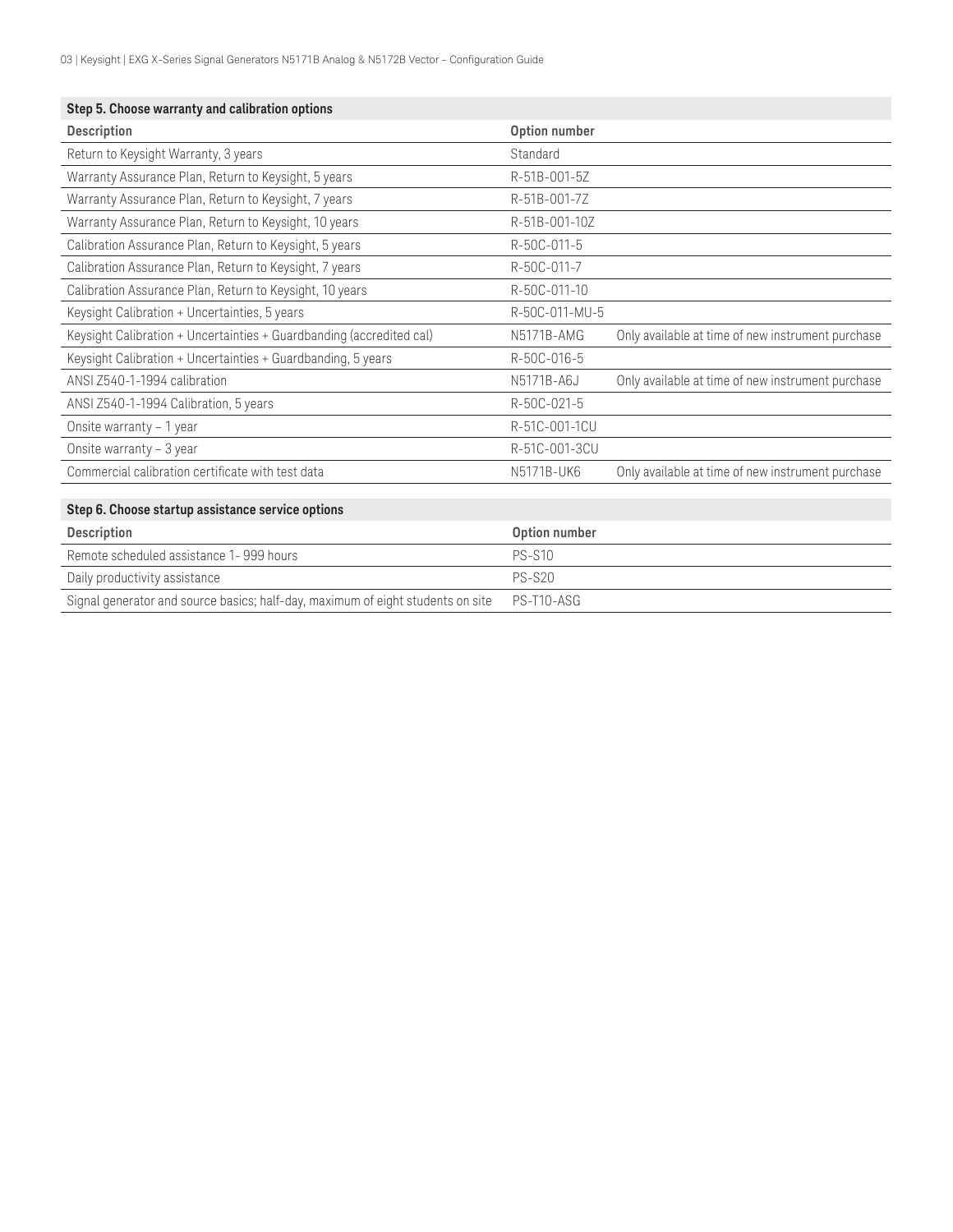| Step 5. Choose warranty and calibration options | | |
|---|---|---|
| **Description** | **Option number** | |
| Return to Keysight Warranty, 3 years | Standard | |
| Warranty Assurance Plan, Return to Keysight, 5 years | R-51B-001-5Z | |
| Warranty Assurance Plan, Return to Keysight, 7 years | R-51B-001-7Z | |
| Warranty Assurance Plan, Return to Keysight, 10 years | R-51B-001-10Z | |
| Calibration Assurance Plan, Return to Keysight, 5 years | R-50C-011-5 | |
| Calibration Assurance Plan, Return to Keysight, 7 years | R-50C-011-7 | |
| Calibration Assurance Plan, Return to Keysight, 10 years | R-50C-011-10 | |
| Keysight Calibration + Uncertainties, 5 years | R-50C-011-MU-5 | |
| Keysight Calibration + Uncertainties + Guardbanding (accredited cal) | N5171B-AMG | Only available at time of new instrument purchase |
| Keysight Calibration + Uncertainties + Guardbanding, 5 years | R-50C-016-5 | |
| ANSI Z540-1-1994 calibration | N5171B-A6J | Only available at time of new instrument purchase |
| ANSI Z540-1-1994 Calibration, 5 years | R-50C-021-5 | |
| Onsite warranty – 1 year | R-51C-001-1CU | |
| Onsite warranty – 3 year | R-51C-001-3CU | |
| Commercial calibration certificate with test data | N5171B-UK6 | Only available at time of new instrument purchase |

| Step 6. Choose startup assistance service options | |
|---|---|
| **Description** | **Option number** |
| Remote scheduled assistance 1- 999 hours | PS-S10 |
| Daily productivity assistance | PS-S20 |
| Signal generator and source basics; half-day, maximum of eight students on site | PS-T10-ASG |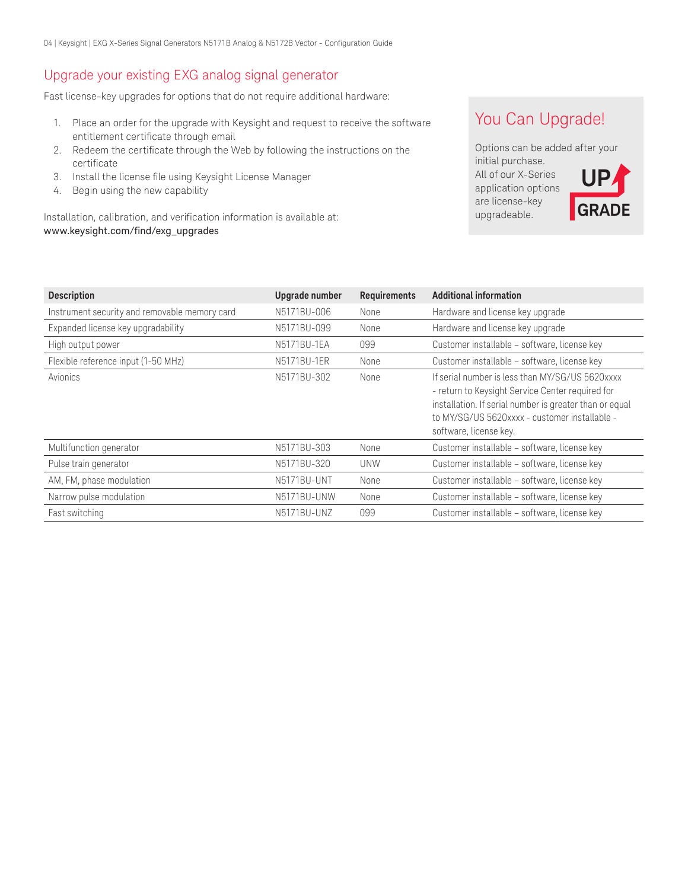## Upgrade your existing EXG analog signal generator

Fast license-key upgrades for options that do not require additional hardware:

1. Place an order for the upgrade with Keysight and request to receive the software entitlement certificate through email
2. Redeem the certificate through the Web by following the instructions on the certificate
3. Install the license file using Keysight License Manager
4. Begin using the new capability

Installation, calibration, and verification information is available at:
www.keysight.com/find/exg_upgrades

### You Can Upgrade!

Options can be added after your initial purchase.
All of our X-Series application options are license-key upgradeable.

UP GRADE

| Description | Upgrade number | Requirements | Additional information |
| --- | --- | --- | --- |
| Instrument security and removable memory card | N5171BU-006 | None | Hardware and license key upgrade |
| Expanded license key upgradability | N5171BU-099 | None | Hardware and license key upgrade |
| High output power | N5171BU-1EA | 099 | Customer installable – software, license key |
| Flexible reference input (1-50 MHz) | N5171BU-1ER | None | Customer installable – software, license key |
| Avionics | N5171BU-302 | None | If serial number is less than MY/SG/US 5620xxxx - return to Keysight Service Center required for installation. If serial number is greater than or equal to MY/SG/US 5620xxxx - customer installable - software, license key. |
| Multifunction generator | N5171BU-303 | None | Customer installable – software, license key |
| Pulse train generator | N5171BU-320 | UNW | Customer installable – software, license key |
| AM, FM, phase modulation | N5171BU-UNT | None | Customer installable – software, license key |
| Narrow pulse modulation | N5171BU-UNW | None | Customer installable – software, license key |
| Fast switching | N5171BU-UNZ | 099 | Customer installable – software, license key |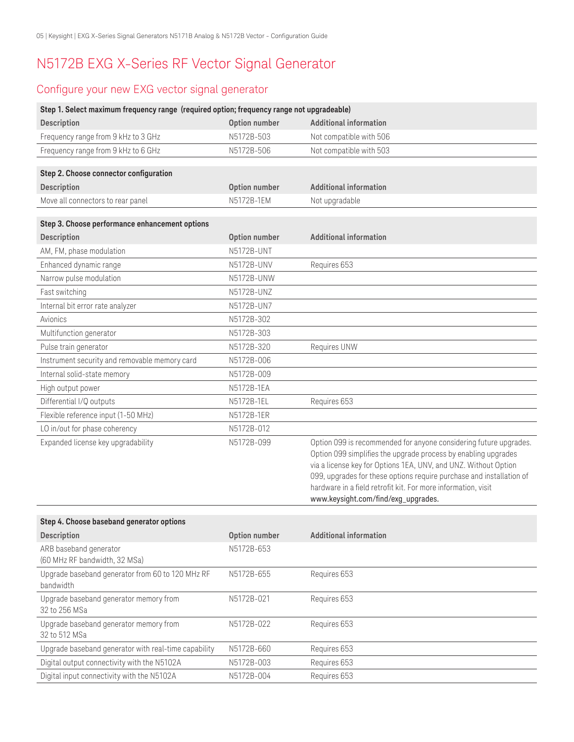# N5172B EXG X-Series RF Vector Signal Generator

## Configure your new EXG vector signal generator

| Step 1. Select maximum frequency range (required option; frequency range not upgradeable) | | |
|---|---|---|
| **Description** | **Option number** | **Additional information** |
| Frequency range from 9 kHz to 3 GHz | N5172B-503 | Not compatible with 506 |
| Frequency range from 9 kHz to 6 GHz | N5172B-506 | Not compatible with 503 |

| Step 2. Choose connector configuration | | |
|---|---|---|
| **Description** | **Option number** | **Additional information** |
| Move all connectors to rear panel | N5172B-1EM | Not upgradable |

| Step 3. Choose performance enhancement options | | |
|---|---|---|
| **Description** | **Option number** | **Additional information** |
| AM, FM, phase modulation | N5172B-UNT | |
| Enhanced dynamic range | N5172B-UNV | Requires 653 |
| Narrow pulse modulation | N5172B-UNW | |
| Fast switching | N5172B-UNZ | |
| Internal bit error rate analyzer | N5172B-UN7 | |
| Avionics | N5172B-302 | |
| Multifunction generator | N5172B-303 | |
| Pulse train generator | N5172B-320 | Requires UNW |
| Instrument security and removable memory card | N5172B-006 | |
| Internal solid-state memory | N5172B-009 | |
| High output power | N5172B-1EA | |
| Differential I/Q outputs | N5172B-1EL | Requires 653 |
| Flexible reference input (1-50 MHz) | N5172B-1ER | |
| LO in/out for phase coherency | N5172B-012 | |
| Expanded license key upgradability | N5172B-099 | Option 099 is recommended for anyone considering future upgrades. Option 099 simplifies the upgrade process by enabling upgrades via a license key for Options 1EA, UNV, and UNZ. Without Option 099, upgrades for these options require purchase and installation of hardware in a field retrofit kit. For more information, visit www.keysight.com/find/exg_upgrades. |

| Step 4. Choose baseband generator options | | |
|---|---|---|
| **Description** | **Option number** | **Additional information** |
| ARB baseband generator (60 MHz RF bandwidth, 32 MSa) | N5172B-653 | |
| Upgrade baseband generator from 60 to 120 MHz RF bandwidth | N5172B-655 | Requires 653 |
| Upgrade baseband generator memory from 32 to 256 MSa | N5172B-021 | Requires 653 |
| Upgrade baseband generator memory from 32 to 512 MSa | N5172B-022 | Requires 653 |
| Upgrade baseband generator with real-time capability | N5172B-660 | Requires 653 |
| Digital output connectivity with the N5102A | N5172B-003 | Requires 653 |
| Digital input connectivity with the N5102A | N5172B-004 | Requires 653 |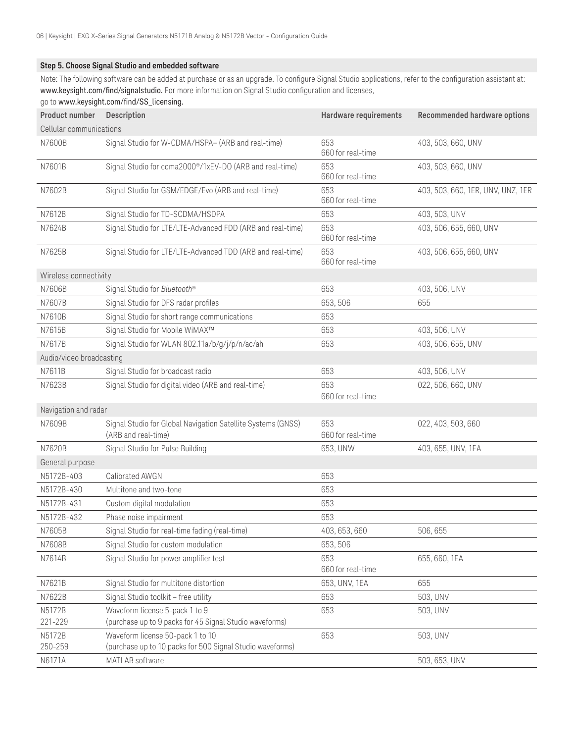## Step 5. Choose Signal Studio and embedded software

Note: The following software can be added at purchase or as an upgrade. To configure Signal Studio applications, refer to the configuration assistant at: www.keysight.com/find/signalstudio. For more information on Signal Studio configuration and licenses, go to www.keysight.com/find/SS_licensing.

| Product number | Description | Hardware requirements | Recommended hardware options |
|---|---|---|---|
| Cellular communications | | | |
| N7600B | Signal Studio for W-CDMA/HSPA+ (ARB and real-time) | 653<br>660 for real-time | 403, 503, 660, UNV |
| N7601B | Signal Studio for cdma2000®/1xEV-DO (ARB and real-time) | 653<br>660 for real-time | 403, 503, 660, UNV |
| N7602B | Signal Studio for GSM/EDGE/Evo (ARB and real-time) | 653<br>660 for real-time | 403, 503, 660, 1ER, UNV, UNZ, 1ER |
| N7612B | Signal Studio for TD-SCDMA/HSDPA | 653 | 403, 503, UNV |
| N7624B | Signal Studio for LTE/LTE-Advanced FDD (ARB and real-time) | 653<br>660 for real-time | 403, 506, 655, 660, UNV |
| N7625B | Signal Studio for LTE/LTE-Advanced TDD (ARB and real-time) | 653<br>660 for real-time | 403, 506, 655, 660, UNV |
| Wireless connectivity | | | |
| N7606B | Signal Studio for *Bluetooth*® | 653 | 403, 506, UNV |
| N7607B | Signal Studio for DFS radar profiles | 653, 506 | 655 |
| N7610B | Signal Studio for short range communications | 653 | |
| N7615B | Signal Studio for Mobile WiMAX™ | 653 | 403, 506, UNV |
| N7617B | Signal Studio for WLAN 802.11a/b/g/j/p/n/ac/ah | 653 | 403, 506, 655, UNV |
| Audio/video broadcasting | | | |
| N7611B | Signal Studio for broadcast radio | 653 | 403, 506, UNV |
| N7623B | Signal Studio for digital video (ARB and real-time) | 653<br>660 for real-time | 022, 506, 660, UNV |
| Navigation and radar | | | |
| N7609B | Signal Studio for Global Navigation Satellite Systems (GNSS) (ARB and real-time) | 653<br>660 for real-time | 022, 403, 503, 660 |
| N7620B | Signal Studio for Pulse Building | 653, UNW | 403, 655, UNV, 1EA |
| General purpose | | | |
| N5172B-403 | Calibrated AWGN | 653 | |
| N5172B-430 | Multitone and two-tone | 653 | |
| N5172B-431 | Custom digital modulation | 653 | |
| N5172B-432 | Phase noise impairment | 653 | |
| N7605B | Signal Studio for real-time fading (real-time) | 403, 653, 660 | 506, 655 |
| N7608B | Signal Studio for custom modulation | 653, 506 | |
| N7614B | Signal Studio for power amplifier test | 653<br>660 for real-time | 655, 660, 1EA |
| N7621B | Signal Studio for multitone distortion | 653, UNV, 1EA | 655 |
| N7622B | Signal Studio toolkit – free utility | 653 | 503, UNV |
| N5172B<br>221-229 | Waveform license 5-pack 1 to 9<br>(purchase up to 9 packs for 45 Signal Studio waveforms) | 653 | 503, UNV |
| N5172B<br>250-259 | Waveform license 50-pack 1 to 10<br>(purchase up to 10 packs for 500 Signal Studio waveforms) | 653 | 503, UNV |
| N6171A | MATLAB software | | 503, 653, UNV |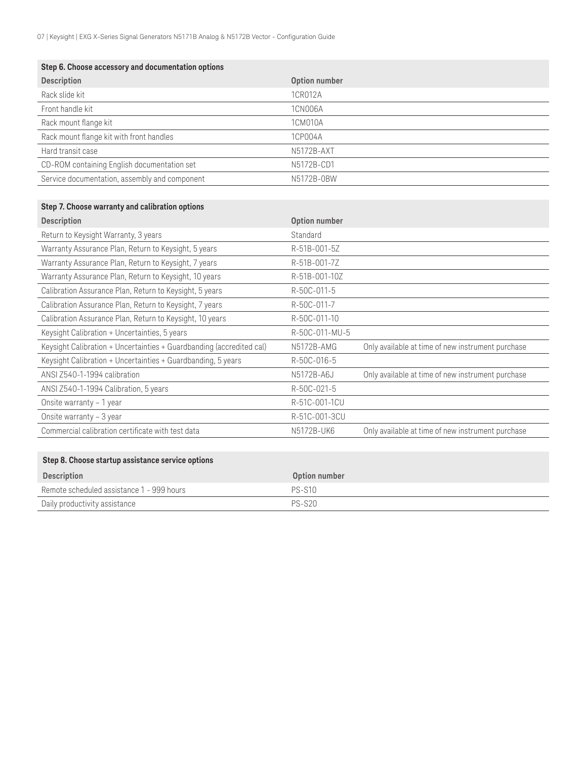| Step 6. Choose accessory and documentation options | |
|---|---|
| **Description** | **Option number** |
| Rack slide kit | 1CR012A |
| Front handle kit | 1CN006A |
| Rack mount flange kit | 1CM010A |
| Rack mount flange kit with front handles | 1CP004A |
| Hard transit case | N5172B-AXT |
| CD-ROM containing English documentation set | N5172B-CD1 |
| Service documentation, assembly and component | N5172B-0BW |

| Step 7. Choose warranty and calibration options | | |
|---|---|---|
| **Description** | **Option number** | |
| Return to Keysight Warranty, 3 years | Standard | |
| Warranty Assurance Plan, Return to Keysight, 5 years | R-51B-001-5Z | |
| Warranty Assurance Plan, Return to Keysight, 7 years | R-51B-001-7Z | |
| Warranty Assurance Plan, Return to Keysight, 10 years | R-51B-001-10Z | |
| Calibration Assurance Plan, Return to Keysight, 5 years | R-50C-011-5 | |
| Calibration Assurance Plan, Return to Keysight, 7 years | R-50C-011-7 | |
| Calibration Assurance Plan, Return to Keysight, 10 years | R-50C-011-10 | |
| Keysight Calibration + Uncertainties, 5 years | R-50C-011-MU-5 | |
| Keysight Calibration + Uncertainties + Guardbanding (accredited cal) | N5172B-AMG | Only available at time of new instrument purchase |
| Keysight Calibration + Uncertainties + Guardbanding, 5 years | R-50C-016-5 | |
| ANSI Z540-1-1994 calibration | N5172B-A6J | Only available at time of new instrument purchase |
| ANSI Z540-1-1994 Calibration, 5 years | R-50C-021-5 | |
| Onsite warranty – 1 year | R-51C-001-1CU | |
| Onsite warranty – 3 year | R-51C-001-3CU | |
| Commercial calibration certificate with test data | N5172B-UK6 | Only available at time of new instrument purchase |

| Step 8. Choose startup assistance service options | |
|---|---|
| **Description** | **Option number** |
| Remote scheduled assistance 1 - 999 hours | PS-S10 |
| Daily productivity assistance | PS-S20 |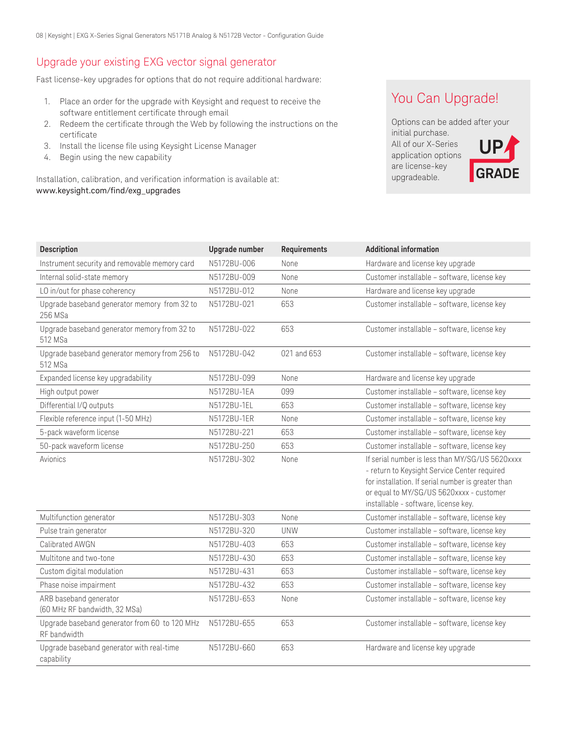## Upgrade your existing EXG vector signal generator

Fast license-key upgrades for options that do not require additional hardware:

1. Place an order for the upgrade with Keysight and request to receive the software entitlement certificate through email
2. Redeem the certificate through the Web by following the instructions on the certificate
3. Install the license file using Keysight License Manager
4. Begin using the new capability

Installation, calibration, and verification information is available at:
www.keysight.com/find/exg_upgrades

### You Can Upgrade!

Options can be added after your initial purchase. All of our X-Series application options are license-key upgradeable.

UP GRADE

| Description | Upgrade number | Requirements | Additional information |
|---|---|---|---|
| Instrument security and removable memory card | N5172BU-006 | None | Hardware and license key upgrade |
| Internal solid-state memory | N5172BU-009 | None | Customer installable – software, license key |
| LO in/out for phase coherency | N5172BU-012 | None | Hardware and license key upgrade |
| Upgrade baseband generator memory from 32 to 256 MSa | N5172BU-021 | 653 | Customer installable – software, license key |
| Upgrade baseband generator memory from 32 to 512 MSa | N5172BU-022 | 653 | Customer installable – software, license key |
| Upgrade baseband generator memory from 256 to 512 MSa | N5172BU-042 | 021 and 653 | Customer installable – software, license key |
| Expanded license key upgradability | N5172BU-099 | None | Hardware and license key upgrade |
| High output power | N5172BU-1EA | 099 | Customer installable – software, license key |
| Differential I/Q outputs | N5172BU-1EL | 653 | Customer installable – software, license key |
| Flexible reference input (1-50 MHz) | N5172BU-1ER | None | Customer installable – software, license key |
| 5-pack waveform license | N5172BU-221 | 653 | Customer installable – software, license key |
| 50-pack waveform license | N5172BU-250 | 653 | Customer installable – software, license key |
| Avionics | N5172BU-302 | None | If serial number is less than MY/SG/US 5620xxxx - return to Keysight Service Center required for installation. If serial number is greater than or equal to MY/SG/US 5620xxxx - customer installable - software, license key. |
| Multifunction generator | N5172BU-303 | None | Customer installable – software, license key |
| Pulse train generator | N5172BU-320 | UNW | Customer installable – software, license key |
| Calibrated AWGN | N5172BU-403 | 653 | Customer installable – software, license key |
| Multitone and two-tone | N5172BU-430 | 653 | Customer installable – software, license key |
| Custom digital modulation | N5172BU-431 | 653 | Customer installable – software, license key |
| Phase noise impairment | N5172BU-432 | 653 | Customer installable – software, license key |
| ARB baseband generator (60 MHz RF bandwidth, 32 MSa) | N5172BU-653 | None | Customer installable – software, license key |
| Upgrade baseband generator from 60 to 120 MHz RF bandwidth | N5172BU-655 | 653 | Customer installable – software, license key |
| Upgrade baseband generator with real-time capability | N5172BU-660 | 653 | Hardware and license key upgrade |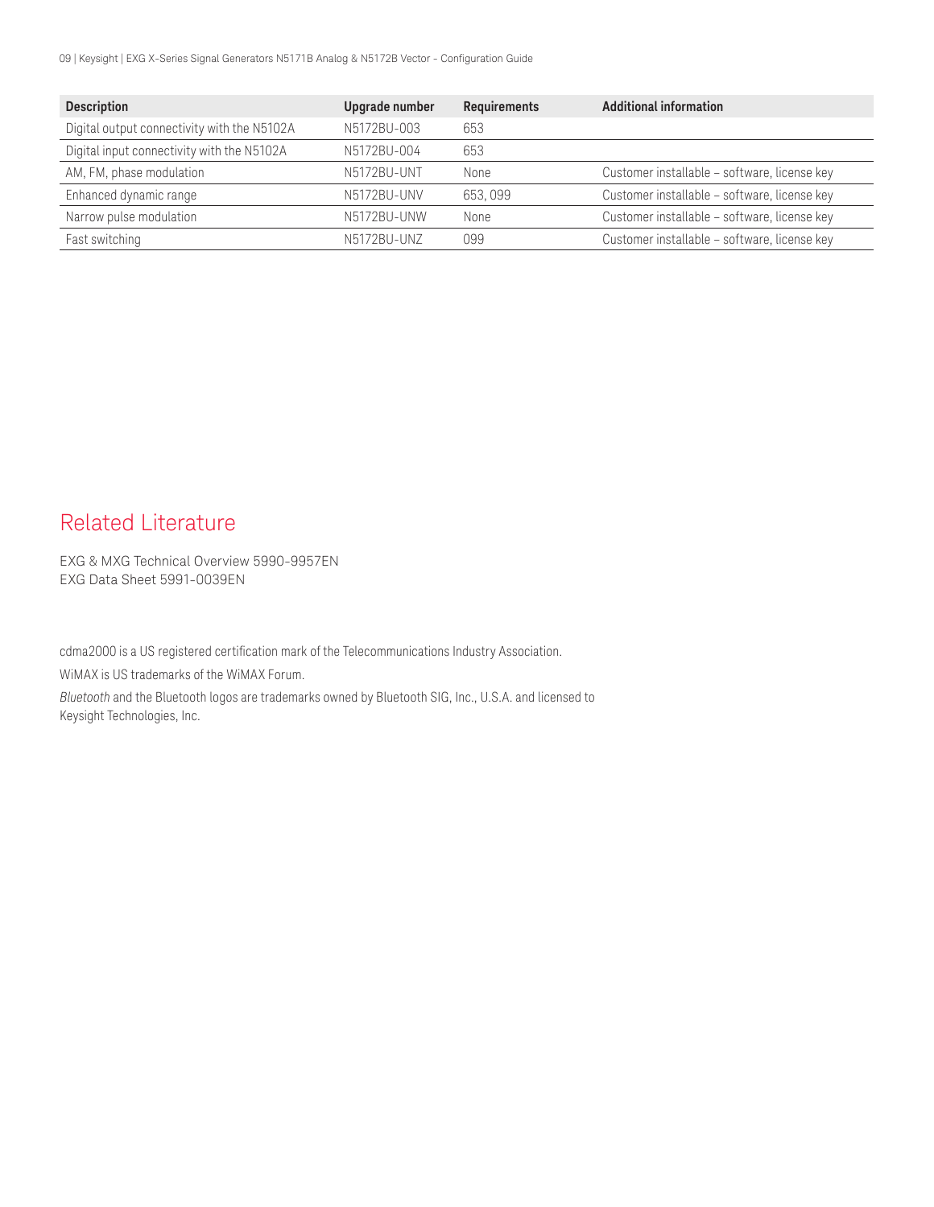| Description | Upgrade number | Requirements | Additional information |
|---|---|---|---|
| Digital output connectivity with the N5102A | N5172BU-003 | 653 | |
| Digital input connectivity with the N5102A | N5172BU-004 | 653 | |
| AM, FM, phase modulation | N5172BU-UNT | None | Customer installable – software, license key |
| Enhanced dynamic range | N5172BU-UNV | 653, 099 | Customer installable – software, license key |
| Narrow pulse modulation | N5172BU-UNW | None | Customer installable – software, license key |
| Fast switching | N5172BU-UNZ | 099 | Customer installable – software, license key |

## Related Literature

EXG & MXG Technical Overview 5990-9957EN
EXG Data Sheet 5991-0039EN

cdma2000 is a US registered certification mark of the Telecommunications Industry Association.

WiMAX is US trademarks of the WiMAX Forum.

*Bluetooth* and the Bluetooth logos are trademarks owned by Bluetooth SIG, Inc., U.S.A. and licensed to Keysight Technologies, Inc.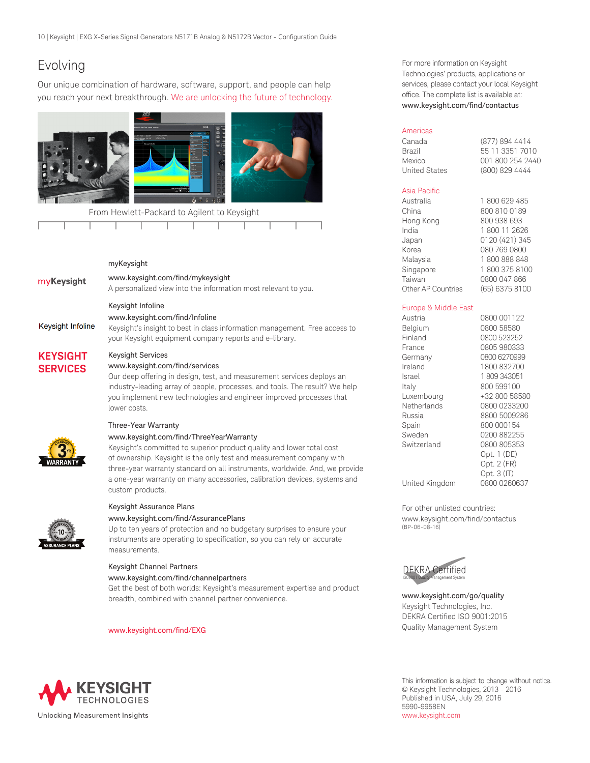# Evolving

Our unique combination of hardware, software, support, and people can help you reach your next breakthrough. We are unlocking the future of technology.

From Hewlett-Packard to Agilent to Keysight

myKeysight

**myKeysight**

www.keysight.com/find/mykeysight
A personalized view into the information most relevant to you.

Keysight Infoline

**Keysight Infoline**

www.keysight.com/find/Infoline
Keysight's insight to best in class information management. Free access to your Keysight equipment company reports and e-library.

KEYSIGHT SERVICES

**Keysight Services**

www.keysight.com/find/services
Our deep offering in design, test, and measurement services deploys an industry-leading array of people, processes, and tools. The result? We help you implement new technologies and engineer improved processes that lower costs.

**Three-Year Warranty**

www.keysight.com/find/ThreeYearWarranty
Keysight's committed to superior product quality and lower total cost of ownership. Keysight is the only test and measurement company with three-year warranty standard on all instruments, worldwide. And, we provide a one-year warranty on many accessories, calibration devices, systems and custom products.

**Keysight Assurance Plans**

www.keysight.com/find/AssurancePlans
Up to ten years of protection and no budgetary surprises to ensure your instruments are operating to specification, so you can rely on accurate measurements.

**Keysight Channel Partners**

www.keysight.com/find/channelpartners
Get the best of both worlds: Keysight's measurement expertise and product breadth, combined with channel partner convenience.

www.keysight.com/find/EXG

KEYSIGHT TECHNOLOGIES

Unlocking Measurement Insights

For more information on Keysight Technologies' products, applications or services, please contact your local Keysight office. The complete list is available at:
www.keysight.com/find/contactus

**Americas**

| | |
|---|---|
| Canada | (877) 894 4414 |
| Brazil | 55 11 3351 7010 |
| Mexico | 001 800 254 2440 |
| United States | (800) 829 4444 |

**Asia Pacific**

| | |
|---|---|
| Australia | 1 800 629 485 |
| China | 800 810 0189 |
| Hong Kong | 800 938 693 |
| India | 1 800 11 2626 |
| Japan | 0120 (421) 345 |
| Korea | 080 769 0800 |
| Malaysia | 1 800 888 848 |
| Singapore | 1 800 375 8100 |
| Taiwan | 0800 047 866 |
| Other AP Countries | (65) 6375 8100 |

**Europe & Middle East**

| | |
|---|---|
| Austria | 0800 001122 |
| Belgium | 0800 58580 |
| Finland | 0800 523252 |
| France | 0805 980333 |
| Germany | 0800 6270999 |
| Ireland | 1800 832700 |
| Israel | 1 809 343051 |
| Italy | 800 599100 |
| Luxembourg | +32 800 58580 |
| Netherlands | 0800 0233200 |
| Russia | 8800 5009286 |
| Spain | 800 000154 |
| Sweden | 0200 882255 |
| Switzerland | 0800 805353 |
| | Opt. 1 (DE) |
| | Opt. 2 (FR) |
| | Opt. 3 (IT) |
| United Kingdom | 0800 0260637 |

For other unlisted countries:
www.keysight.com/find/contactus
(BP-06-08-16)

DEKRA Certified
ISO9001 Quality Management System

www.keysight.com/go/quality
Keysight Technologies, Inc.
DEKRA Certified ISO 9001:2015
Quality Management System

This information is subject to change without notice.
© Keysight Technologies, 2013 - 2016
Published in USA, July 29, 2016
5990-9958EN
www.keysight.com